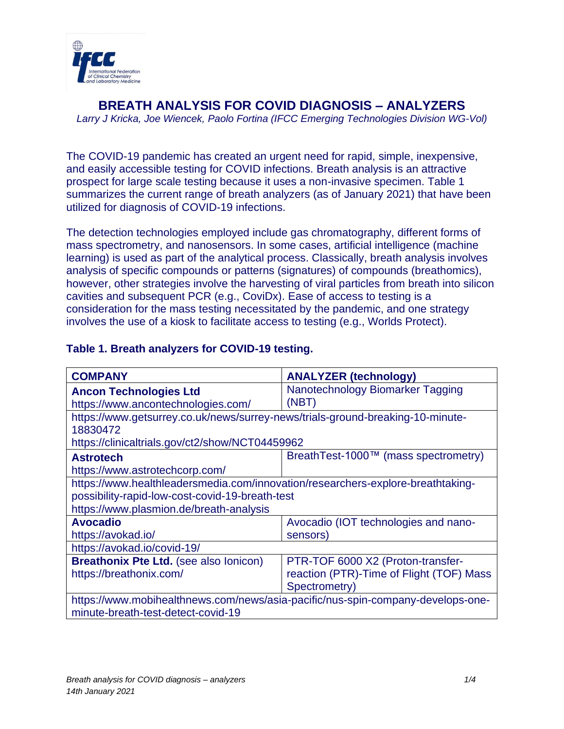# BREATH ANALYSIS FOR COVID DIAGNOSIS – ANALYZERS

*Larry J Kricka, Joe Wiencek, Paolo Fortina (IFCC Emerging Technologies Division WG-Vol)*

The COVID-19 pandemic has created an urgent need for rapid, simple, inexpensive, and easily accessible testing for COVID infections. Breath analysis is an attractive prospect for large scale testing because it uses a non-invasive specimen. Table 1 summarizes the current range of breath analyzers (as of January 2021) that have been utilized for diagnosis of COVID-19 infections.

The detection technologies employed include gas chromatography, different forms of mass spectrometry, and nanosensors. In some cases, artificial intelligence (machine learning) is used as part of the analytical process. Classically, breath analysis involves analysis of specific compounds or patterns (signatures) of compounds (breathomics), however, other strategies involve the harvesting of viral particles from breath into silicon cavities and subsequent PCR (e.g., CoviDx). Ease of access to testing is a consideration for the mass testing necessitated by the pandemic, and one strategy involves the use of a kiosk to facilitate access to testing (e.g., Worlds Protect).

**Table 1. Breath analyzers for COVID-19 testing.**

| COMPANY | ANALYZER (technology) |
|---|---|
| **Ancon Technologies Ltd** https://www.ancontechnologies.com/ | Nanotechnology Biomarker Tagging (NBT) |
| https://www.getsurrey.co.uk/news/surrey-news/trials-ground-breaking-10-minute-18830472 https://clinicaltrials.gov/ct2/show/NCT04459962 | |
| **Astrotech** https://www.astrotechcorp.com/ | BreathTest-1000™ (mass spectrometry) |
| https://www.healthleadersmedia.com/innovation/researchers-explore-breathtaking-possibility-rapid-low-cost-covid-19-breath-test https://www.plasmion.de/breath-analysis | |
| **Avocadio** https://avokad.io/ | Avocadio (IOT technologies and nano-sensors) |
| https://avokad.io/covid-19/ | |
| **Breathonix Pte Ltd.** (see also Ionicon) https://breathonix.com/ | PTR-TOF 6000 X2 (Proton-transfer-reaction (PTR)-Time of Flight (TOF) Mass Spectrometry) |
| https://www.mobihealthnews.com/news/asia-pacific/nus-spin-company-develops-one-minute-breath-test-detect-covid-19 | |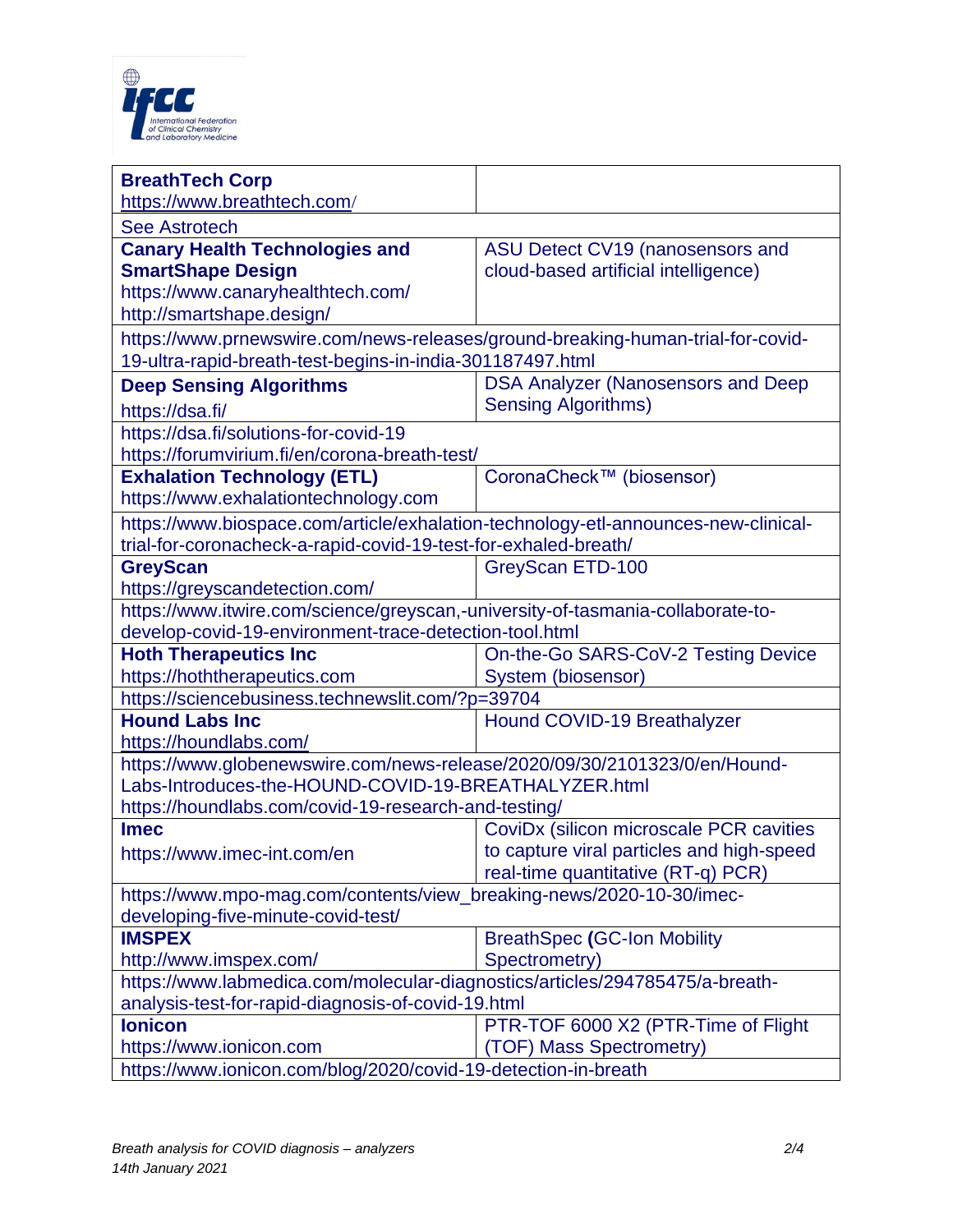| | |
|---|---|
| **BreathTech Corp**<br>https://www.breathtech.com/ | |
| See Astrotech | |
| **Canary Health Technologies and SmartShape Design**<br>https://www.canaryhealthtech.com/<br>http://smartshape.design/ | ASU Detect CV19 (nanosensors and cloud-based artificial intelligence) |
| https://www.prnewswire.com/news-releases/ground-breaking-human-trial-for-covid-19-ultra-rapid-breath-test-begins-in-india-301187497.html | |
| **Deep Sensing Algorithms**<br>https://dsa.fi/ | DSA Analyzer (Nanosensors and Deep Sensing Algorithms) |
| https://dsa.fi/solutions-for-covid-19<br>https://forumvirium.fi/en/corona-breath-test/ | |
| **Exhalation Technology (ETL)**<br>https://www.exhalationtechnology.com | CoronaCheck™ (biosensor) |
| https://www.biospace.com/article/exhalation-technology-etl-announces-new-clinical-trial-for-coronacheck-a-rapid-covid-19-test-for-exhaled-breath/ | |
| **GreyScan**<br>https://greyscandetection.com/ | GreyScan ETD-100 |
| https://www.itwire.com/science/greyscan,-university-of-tasmania-collaborate-to-develop-covid-19-environment-trace-detection-tool.html | |
| **Hoth Therapeutics Inc**<br>https://hoththerapeutics.com | On-the-Go SARS-CoV-2 Testing Device System (biosensor) |
| https://sciencebusiness.technewslit.com/?p=39704 | |
| **Hound Labs Inc**<br>https://houndlabs.com/ | Hound COVID-19 Breathalyzer |
| https://www.globenewswire.com/news-release/2020/09/30/2101323/0/en/Hound-Labs-Introduces-the-HOUND-COVID-19-BREATHALYZER.html<br>https://houndlabs.com/covid-19-research-and-testing/ | |
| **Imec**<br>https://www.imec-int.com/en | CoviDx (silicon microscale PCR cavities to capture viral particles and high-speed real-time quantitative (RT-q) PCR) |
| https://www.mpo-mag.com/contents/view_breaking-news/2020-10-30/imec-developing-five-minute-covid-test/ | |
| **IMSPEX**<br>http://www.imspex.com/ | BreathSpec (GC-Ion Mobility Spectrometry) |
| https://www.labmedica.com/molecular-diagnostics/articles/294785475/a-breath-analysis-test-for-rapid-diagnosis-of-covid-19.html | |
| **Ionicon**<br>https://www.ionicon.com | PTR-TOF 6000 X2 (PTR-Time of Flight (TOF) Mass Spectrometry) |
| https://www.ionicon.com/blog/2020/covid-19-detection-in-breath | |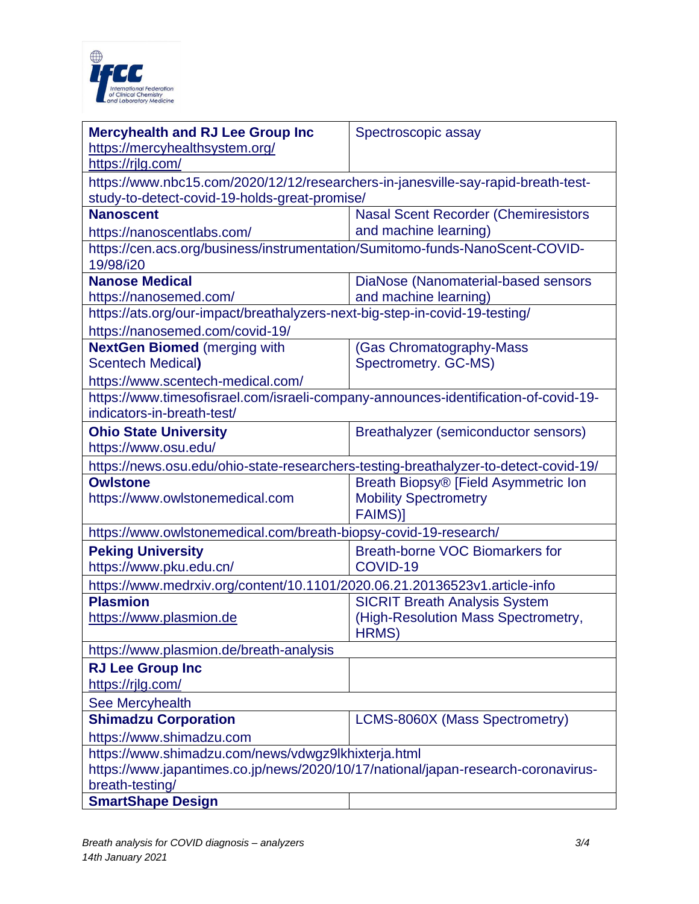| | |
|---|---|
| **Mercyhealth and RJ Lee Group Inc** https://mercyhealthsystem.org/ https://rjlg.com/ | Spectroscopic assay |
| https://www.nbc15.com/2020/12/12/researchers-in-janesville-say-rapid-breath-test-study-to-detect-covid-19-holds-great-promise/ | |
| **Nanoscent** https://nanoscentlabs.com/ | Nasal Scent Recorder (Chemiresistors and machine learning) |
| https://cen.acs.org/business/instrumentation/Sumitomo-funds-NanoScent-COVID-19/98/i20 | |
| **Nanose Medical** https://nanosemed.com/ | DiaNose (Nanomaterial-based sensors and machine learning) |
| https://ats.org/our-impact/breathalyzers-next-big-step-in-covid-19-testing/ https://nanosemed.com/covid-19/ | |
| **NextGen Biomed** (merging with Scentech Medical**)** https://www.scentech-medical.com/ | (Gas Chromatography-Mass Spectrometry. GC-MS) |
| https://www.timesofisrael.com/israeli-company-announces-identification-of-covid-19-indicators-in-breath-test/ | |
| **Ohio State University** https://www.osu.edu/ | Breathalyzer (semiconductor sensors) |
| https://news.osu.edu/ohio-state-researchers-testing-breathalyzer-to-detect-covid-19/ | |
| **Owlstone** https://www.owlstonemedical.com | Breath Biopsy® [Field Asymmetric Ion Mobility Spectrometry FAIMS)] |
| https://www.owlstonemedical.com/breath-biopsy-covid-19-research/ | |
| **Peking University** https://www.pku.edu.cn/ | Breath-borne VOC Biomarkers for COVID-19 |
| https://www.medrxiv.org/content/10.1101/2020.06.21.20136523v1.article-info | |
| **Plasmion** https://www.plasmion.de | SICRIT Breath Analysis System (High-Resolution Mass Spectrometry, HRMS) |
| https://www.plasmion.de/breath-analysis | |
| **RJ Lee Group Inc** https://rjlg.com/ | |
| See Mercyhealth | |
| **Shimadzu Corporation** https://www.shimadzu.com | LCMS-8060X (Mass Spectrometry) |
| https://www.shimadzu.com/news/vdwgz9lkhixterja.html https://www.japantimes.co.jp/news/2020/10/17/national/japan-research-coronavirus-breath-testing/ | |
| **SmartShape Design** | |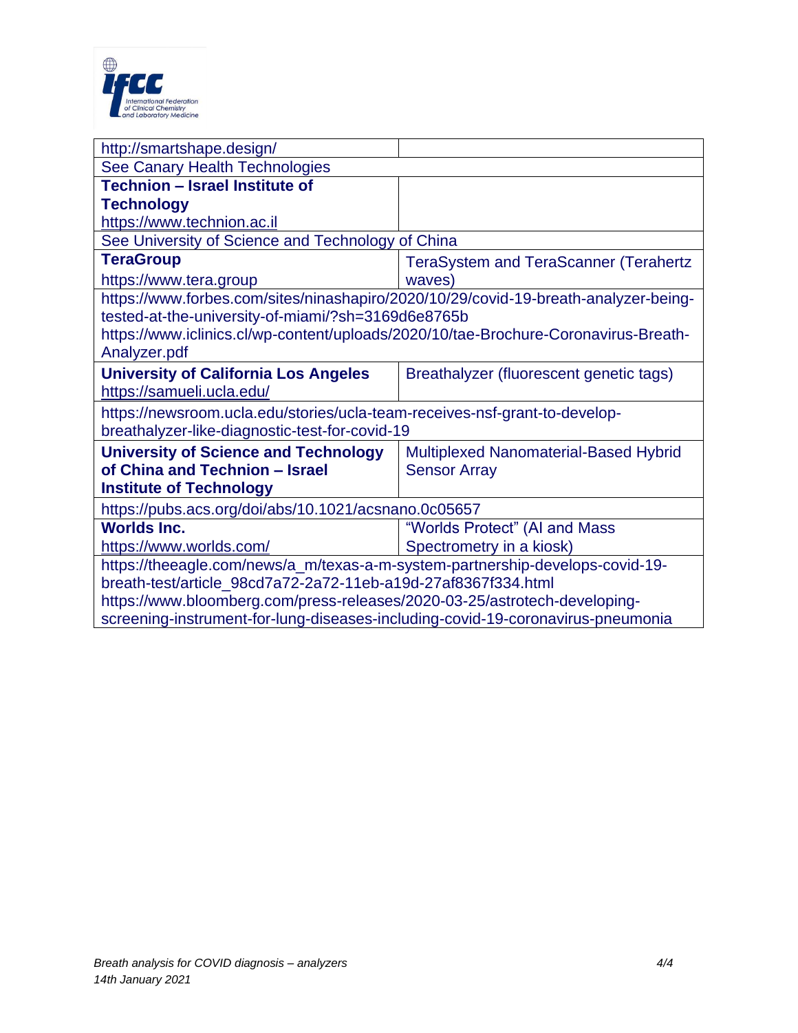| | |
|---|---|
| http://smartshape.design/ | |
| See Canary Health Technologies | |
| **Technion – Israel Institute of Technology** https://www.technion.ac.il | |
| See University of Science and Technology of China | |
| **TeraGroup** https://www.tera.group | TeraSystem and TeraScanner (Terahertz waves) |
| https://www.forbes.com/sites/ninashapiro/2020/10/29/covid-19-breath-analyzer-being-tested-at-the-university-of-miami/?sh=3169d6e8765b https://www.iclinics.cl/wp-content/uploads/2020/10/tae-Brochure-Coronavirus-Breath-Analyzer.pdf | |
| **University of California Los Angeles** https://samueli.ucla.edu/ | Breathalyzer (fluorescent genetic tags) |
| https://newsroom.ucla.edu/stories/ucla-team-receives-nsf-grant-to-develop-breathalyzer-like-diagnostic-test-for-covid-19 | |
| **University of Science and Technology of China and Technion – Israel Institute of Technology** | Multiplexed Nanomaterial-Based Hybrid Sensor Array |
| https://pubs.acs.org/doi/abs/10.1021/acsnano.0c05657 | |
| **Worlds Inc.** https://www.worlds.com/ | "Worlds Protect" (AI and Mass Spectrometry in a kiosk) |
| https://theeagle.com/news/a_m/texas-a-m-system-partnership-develops-covid-19-breath-test/article_98cd7a72-2a72-11eb-a19d-27af8367f334.html https://www.bloomberg.com/press-releases/2020-03-25/astrotech-developing-screening-instrument-for-lung-diseases-including-covid-19-coronavirus-pneumonia | |